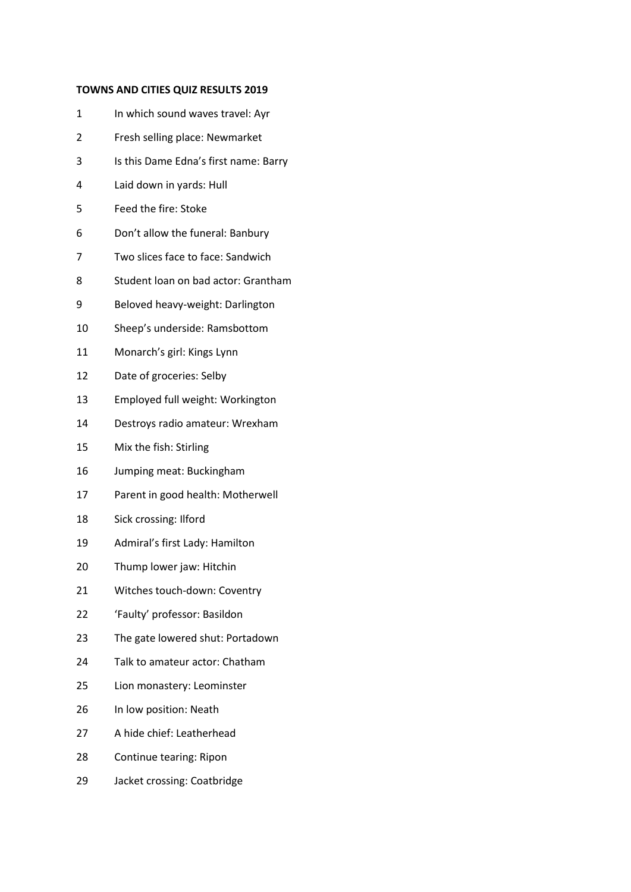**TOWNS AND CITIES QUIZ RESULTS 2019**

1 In which sound waves travel: Ayr

2 Fresh selling place: Newmarket

3 Is this Dame Edna's first name: Barry

4 Laid down in yards: Hull

5 Feed the fire: Stoke

6 Don't allow the funeral: Banbury

7 Two slices face to face: Sandwich

8 Student loan on bad actor: Grantham

9 Beloved heavy-weight: Darlington

10 Sheep's underside: Ramsbottom

11 Monarch's girl: Kings Lynn

12 Date of groceries: Selby

13 Employed full weight: Workington

14 Destroys radio amateur: Wrexham

15 Mix the fish: Stirling

16 Jumping meat: Buckingham

17 Parent in good health: Motherwell

18 Sick crossing: Ilford

19 Admiral's first Lady: Hamilton

20 Thump lower jaw: Hitchin

21 Witches touch-down: Coventry

22 'Faulty' professor: Basildon

23 The gate lowered shut: Portadown

24 Talk to amateur actor: Chatham

25 Lion monastery: Leominster

26 In low position: Neath

27 A hide chief: Leatherhead

28 Continue tearing: Ripon

29 Jacket crossing: Coatbridge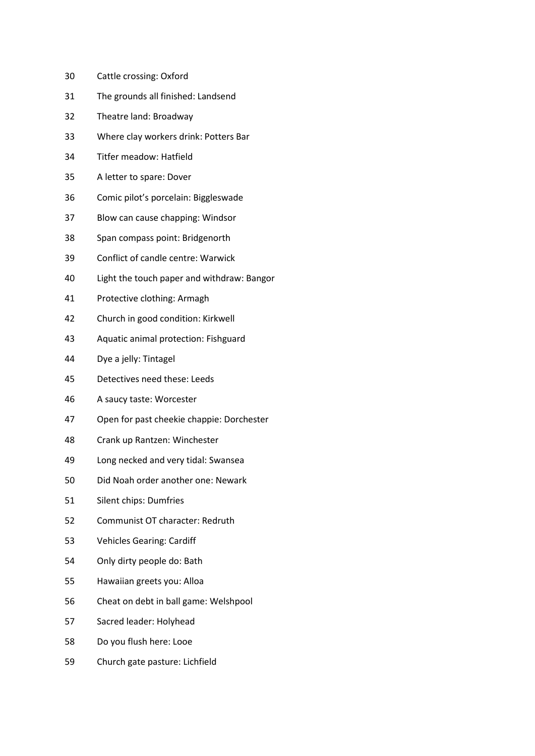30 Cattle crossing: Oxford

31 The grounds all finished: Landsend

32 Theatre land: Broadway

33 Where clay workers drink: Potters Bar

34 Titfer meadow: Hatfield

35 A letter to spare: Dover

36 Comic pilot's porcelain: Biggleswade

37 Blow can cause chapping: Windsor

38 Span compass point: Bridgenorth

39 Conflict of candle centre: Warwick

40 Light the touch paper and withdraw: Bangor

41 Protective clothing: Armagh

42 Church in good condition: Kirkwell

43 Aquatic animal protection: Fishguard

44 Dye a jelly: Tintagel

45 Detectives need these: Leeds

46 A saucy taste: Worcester

47 Open for past cheekie chappie: Dorchester

48 Crank up Rantzen: Winchester

49 Long necked and very tidal: Swansea

50 Did Noah order another one: Newark

51 Silent chips: Dumfries

52 Communist OT character: Redruth

53 Vehicles Gearing: Cardiff

54 Only dirty people do: Bath

55 Hawaiian greets you: Alloa

56 Cheat on debt in ball game: Welshpool

57 Sacred leader: Holyhead

58 Do you flush here: Looe

59 Church gate pasture: Lichfield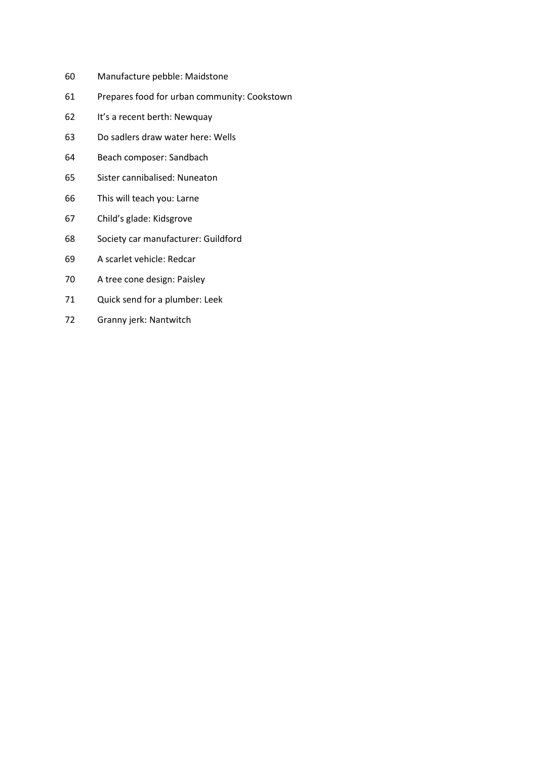60 Manufacture pebble: Maidstone

61 Prepares food for urban community: Cookstown

62 It's a recent berth: Newquay

63 Do sadlers draw water here: Wells

64 Beach composer: Sandbach

65 Sister cannibalised: Nuneaton

66 This will teach you: Larne

67 Child's glade: Kidsgrove

68 Society car manufacturer: Guildford

69 A scarlet vehicle: Redcar

70 A tree cone design: Paisley

71 Quick send for a plumber: Leek

72 Granny jerk: Nantwitch